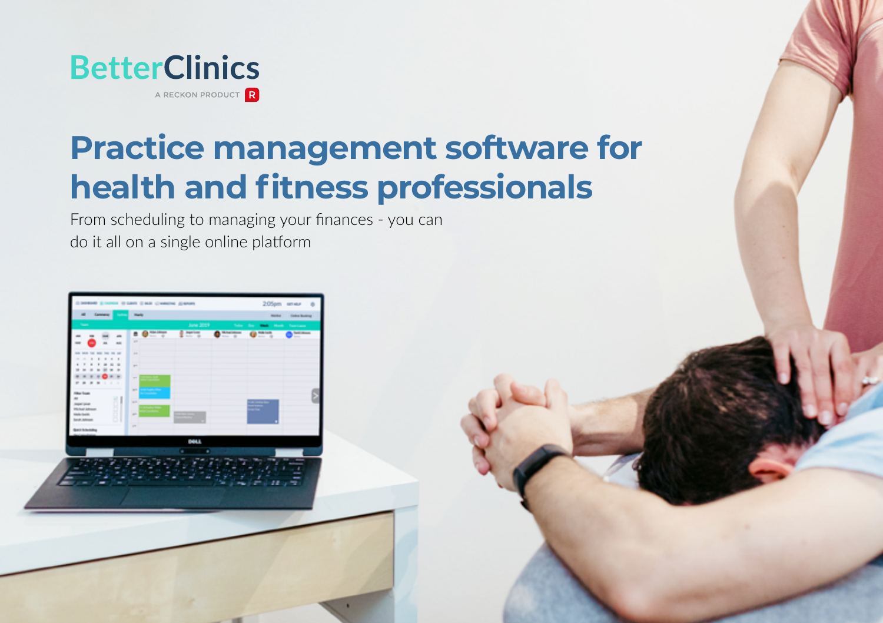BetterClinics

A RECKON PRODUCT

# Practice management software for health and fitness professionals

From scheduling to managing your finances - you can do it all on a single online platform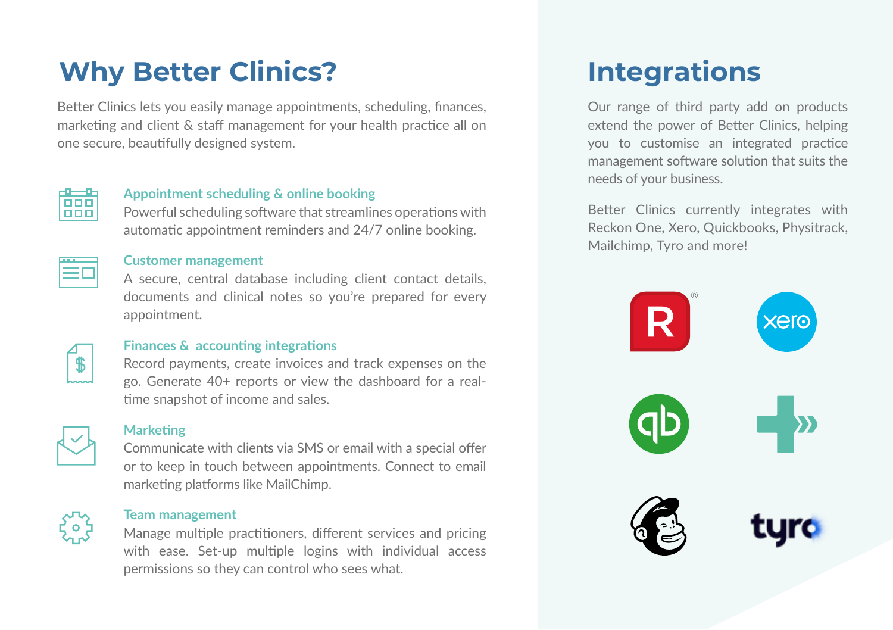# Why Better Clinics?

Better Clinics lets you easily manage appointments, scheduling, finances, marketing and client & staff management for your health practice all on one secure, beautifully designed system.

### Appointment scheduling & online booking

Powerful scheduling software that streamlines operations with automatic appointment reminders and 24/7 online booking.

### Customer management

A secure, central database including client contact details, documents and clinical notes so you're prepared for every appointment.

### Finances & accounting integrations

Record payments, create invoices and track expenses on the go. Generate 40+ reports or view the dashboard for a real-time snapshot of income and sales.

### Marketing

Communicate with clients via SMS or email with a special offer or to keep in touch between appointments. Connect to email marketing platforms like MailChimp.

### Team management

Manage multiple practitioners, different services and pricing with ease. Set-up multiple logins with individual access permissions so they can control who sees what.

# Integrations

Our range of third party add on products extend the power of Better Clinics, helping you to customise an integrated practice management software solution that suits the needs of your business.

Better Clinics currently integrates with Reckon One, Xero, Quickbooks, Physitrack, Mailchimp, Tyro and more!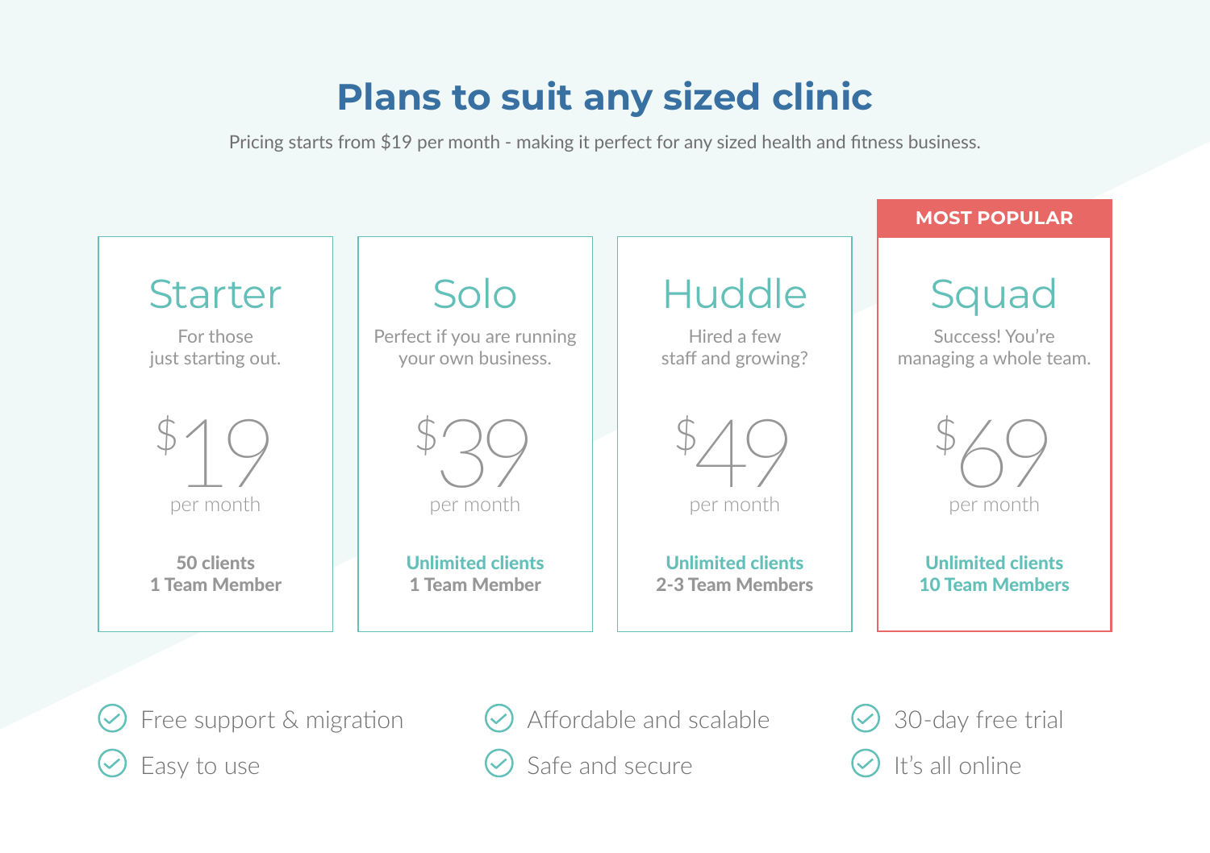# Plans to suit any sized clinic

Pricing starts from $19 per month - making it perfect for any sized health and fitness business.

## Starter

For those just starting out.

**$19** per month

**50 clients**
**1 Team Member**

## Solo

Perfect if you are running your own business.

**$39** per month

**Unlimited clients**
**1 Team Member**

## Huddle

Hired a few staff and growing?

**$49** per month

**Unlimited clients**
**2-3 Team Members**

## Squad

MOST POPULAR

Success! You're managing a whole team.

**$69** per month

**Unlimited clients**
**10 Team Members**

- Free support & migration
- Easy to use
- Affordable and scalable
- Safe and secure
- 30-day free trial
- It's all online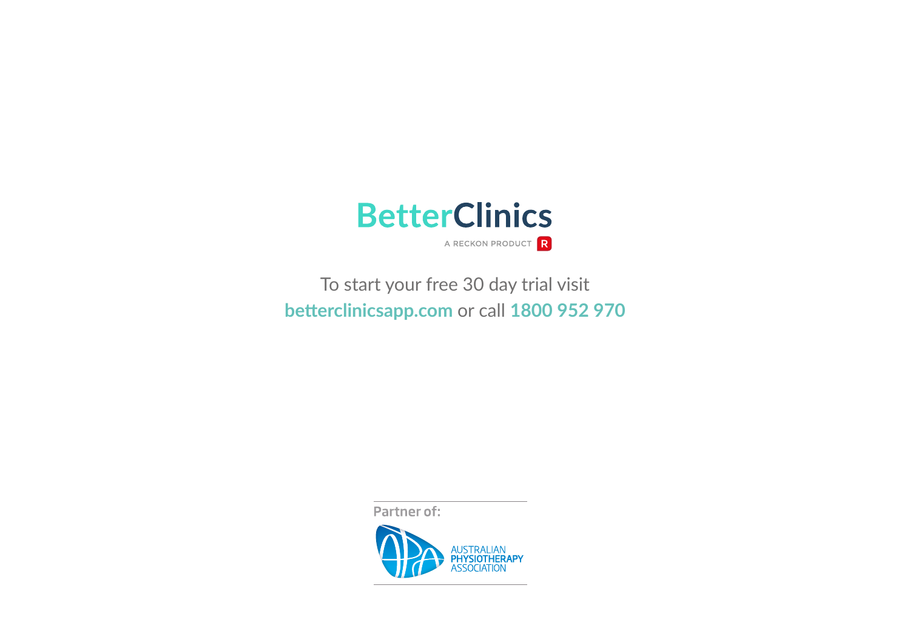BetterClinics

A RECKON PRODUCT

To start your free 30 day trial visit
**betterclinicsapp.com** or call **1800 952 970**

Partner of:

AUSTRALIAN
PHYSIOTHERAPY
ASSOCIATION